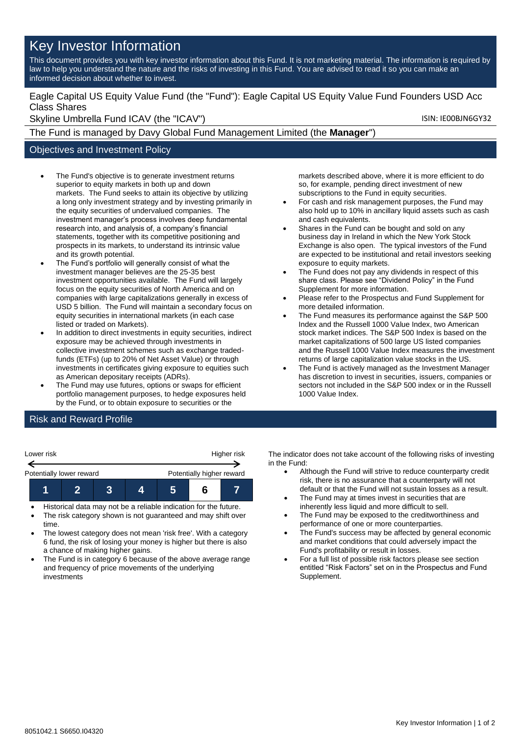# Key Investor Information

This document provides you with key investor information about this Fund. It is not marketing material. The information is required by law to help you understand the nature and the risks of investing in this Fund. You are advised to read it so you can make an informed decision about whether to invest.

Eagle Capital US Equity Value Fund (the "Fund"): Eagle Capital US Equity Value Fund Founders USD Acc Class Shares

Skyline Umbrella Fund ICAV (the "ICAV")

ISIN: IE00BJN6GY32

The Fund is managed by Davy Global Fund Management Limited (the **Manager**")

## Objectives and Investment Policy

- The Fund's objective is to generate investment returns superior to equity markets in both up and down markets. The Fund seeks to attain its objective by utilizing a long only investment strategy and by investing primarily in the equity securities of undervalued companies. The investment manager's process involves deep fundamental research into, and analysis of, a company's financial statements, together with its competitive positioning and prospects in its markets, to understand its intrinsic value and its growth potential.
- The Fund's portfolio will generally consist of what the investment manager believes are the 25-35 best investment opportunities available. The Fund will largely focus on the equity securities of North America and on companies with large capitalizations generally in excess of USD 5 billion. The Fund will maintain a secondary focus on equity securities in international markets (in each case listed or traded on Markets).
- In addition to direct investments in equity securities, indirect exposure may be achieved through investments in collective investment schemes such as exchange traded-funds (ETFs) (up to 20% of Net Asset Value) or through investments in certificates giving exposure to equities such as American depositary receipts (ADRs).
- The Fund may use futures, options or swaps for efficient portfolio management purposes, to hedge exposures held by the Fund, or to obtain exposure to securities or the markets described above, where it is more efficient to do so, for example, pending direct investment of new subscriptions to the Fund in equity securities.
- For cash and risk management purposes, the Fund may also hold up to 10% in ancillary liquid assets such as cash and cash equivalents.
- Shares in the Fund can be bought and sold on any business day in Ireland in which the New York Stock Exchange is also open. The typical investors of the Fund are expected to be institutional and retail investors seeking exposure to equity markets.
- The Fund does not pay any dividends in respect of this share class. Please see "Dividend Policy" in the Fund Supplement for more information.
- Please refer to the Prospectus and Fund Supplement for more detailed information.
- The Fund measures its performance against the S&P 500 Index and the Russell 1000 Value Index, two American stock market indices. The S&P 500 Index is based on the market capitalizations of 500 large US listed companies and the Russell 1000 Value Index measures the investment returns of large capitalization value stocks in the US.
- The Fund is actively managed as the Investment Manager has discretion to invest in securities, issuers, companies or sectors not included in the S&P 500 index or in the Russell 1000 Value Index.

## Risk and Reward Profile

| Lower risk | | | | | | Higher risk |
|---|---|---|---|---|---|---|
| Potentially lower reward | | | | | | Potentially higher reward |
| 1 | 2 | 3 | 4 | 5 | **6** | 7 |

- Historical data may not be a reliable indication for the future.
- The risk category shown is not guaranteed and may shift over time.
- The lowest category does not mean 'risk free'. With a category 6 fund, the risk of losing your money is higher but there is also a chance of making higher gains.
- The Fund is in category 6 because of the above average range and frequency of price movements of the underlying investments

The indicator does not take account of the following risks of investing in the Fund:

- Although the Fund will strive to reduce counterparty credit risk, there is no assurance that a counterparty will not default or that the Fund will not sustain losses as a result.
- The Fund may at times invest in securities that are inherently less liquid and more difficult to sell.
- The Fund may be exposed to the creditworthiness and performance of one or more counterparties.
- The Fund's success may be affected by general economic and market conditions that could adversely impact the Fund's profitability or result in losses.
- For a full list of possible risk factors please see section entitled "Risk Factors" set on in the Prospectus and Fund Supplement.

8051042.1 S6650.I04320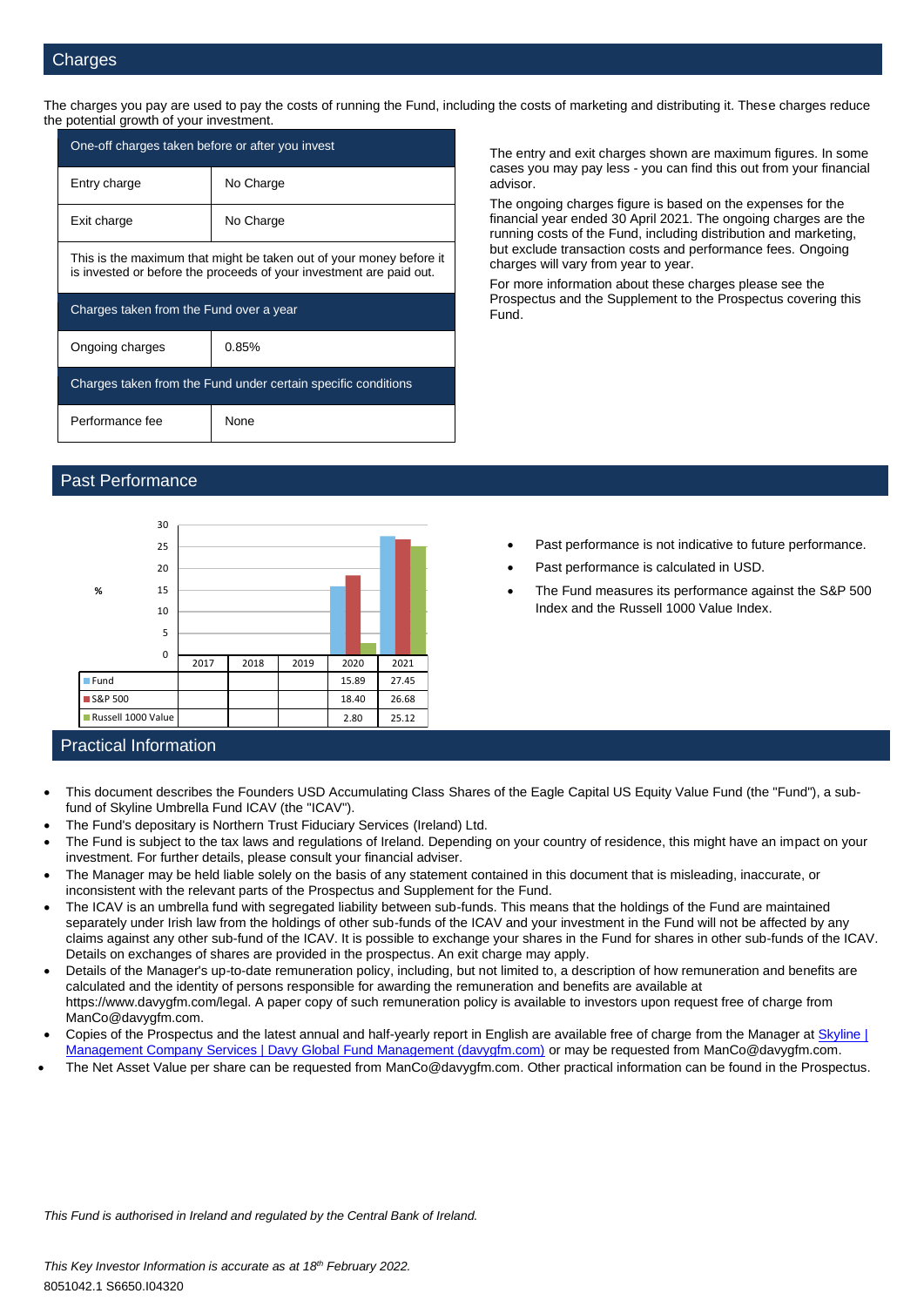## Charges

The charges you pay are used to pay the costs of running the Fund, including the costs of marketing and distributing it. These charges reduce the potential growth of your investment.

| One-off charges taken before or after you invest | |
|---|---|
| Entry charge | No Charge |
| Exit charge | No Charge |
| This is the maximum that might be taken out of your money before it is invested or before the proceeds of your investment are paid out. | |
| **Charges taken from the Fund over a year** | |
| Ongoing charges | 0.85% |
| **Charges taken from the Fund under certain specific conditions** | |
| Performance fee | None |

The entry and exit charges shown are maximum figures. In some cases you may pay less - you can find this out from your financial advisor.

The ongoing charges figure is based on the expenses for the financial year ended 30 April 2021. The ongoing charges are the running costs of the Fund, including distribution and marketing, but exclude transaction costs and performance fees. Ongoing charges will vary from year to year.

For more information about these charges please see the Prospectus and the Supplement to the Prospectus covering this Fund.

## Past Performance

%

30
25
20
15
10
5
0

2017 2018 2019 2020 2021

Fund: 15.89 (2020), 27.45 (2021)
S&P 500: 18.40 (2020), 26.68 (2021)
Russell 1000 Value: 2.80 (2020), 25.12 (2021)

- Past performance is not indicative to future performance.
- Past performance is calculated in USD.
- The Fund measures its performance against the S&P 500 Index and the Russell 1000 Value Index.

## Practical Information

- This document describes the Founders USD Accumulating Class Shares of the Eagle Capital US Equity Value Fund (the "Fund"), a sub-fund of Skyline Umbrella Fund ICAV (the "ICAV").
- The Fund's depositary is Northern Trust Fiduciary Services (Ireland) Ltd.
- The Fund is subject to the tax laws and regulations of Ireland. Depending on your country of residence, this might have an impact on your investment. For further details, please consult your financial adviser.
- The Manager may be held liable solely on the basis of any statement contained in this document that is misleading, inaccurate, or inconsistent with the relevant parts of the Prospectus and Supplement for the Fund.
- The ICAV is an umbrella fund with segregated liability between sub-funds. This means that the holdings of the Fund are maintained separately under Irish law from the holdings of other sub-funds of the ICAV and your investment in the Fund will not be affected by any claims against any other sub-fund of the ICAV. It is possible to exchange your shares in the Fund for shares in other sub-funds of the ICAV. Details on exchanges of shares are provided in the prospectus. An exit charge may apply.
- Details of the Manager's up-to-date remuneration policy, including, but not limited to, a description of how remuneration and benefits are calculated and the identity of persons responsible for awarding the remuneration and benefits are available at https://www.davygfm.com/legal. A paper copy of such remuneration policy is available to investors upon request free of charge from ManCo@davygfm.com.
- Copies of the Prospectus and the latest annual and half-yearly report in English are available free of charge from the Manager at Skyline | Management Company Services | Davy Global Fund Management (davygfm.com) or may be requested from ManCo@davygfm.com.
- The Net Asset Value per share can be requested from ManCo@davygfm.com. Other practical information can be found in the Prospectus.

*This Fund is authorised in Ireland and regulated by the Central Bank of Ireland.*

*This Key Investor Information is accurate as at 18th February 2022.*

8051042.1 S6650.I04320